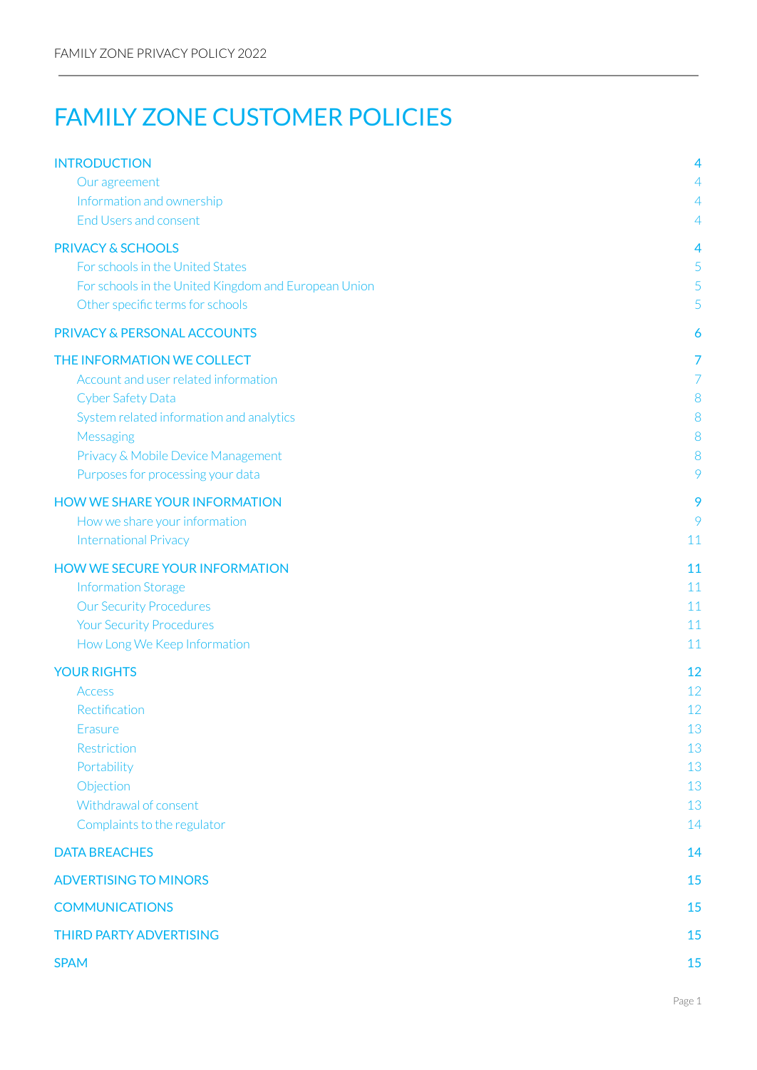# FAMILY ZONE CUSTOMER POLICIES

| | |
|---|---|
| INTRODUCTION | 4 |
| Our agreement | 4 |
| Information and ownership | 4 |
| End Users and consent | 4 |
| PRIVACY & SCHOOLS | 4 |
| For schools in the United States | 5 |
| For schools in the United Kingdom and European Union | 5 |
| Other specific terms for schools | 5 |
| PRIVACY & PERSONAL ACCOUNTS | 6 |
| THE INFORMATION WE COLLECT | 7 |
| Account and user related information | 7 |
| Cyber Safety Data | 8 |
| System related information and analytics | 8 |
| Messaging | 8 |
| Privacy & Mobile Device Management | 8 |
| Purposes for processing your data | 9 |
| HOW WE SHARE YOUR INFORMATION | 9 |
| How we share your information | 9 |
| International Privacy | 11 |
| HOW WE SECURE YOUR INFORMATION | 11 |
| Information Storage | 11 |
| Our Security Procedures | 11 |
| Your Security Procedures | 11 |
| How Long We Keep Information | 11 |
| YOUR RIGHTS | 12 |
| Access | 12 |
| Rectification | 12 |
| Erasure | 13 |
| Restriction | 13 |
| Portability | 13 |
| Objection | 13 |
| Withdrawal of consent | 13 |
| Complaints to the regulator | 14 |
| DATA BREACHES | 14 |
| ADVERTISING TO MINORS | 15 |
| COMMUNICATIONS | 15 |
| THIRD PARTY ADVERTISING | 15 |
| SPAM | 15 |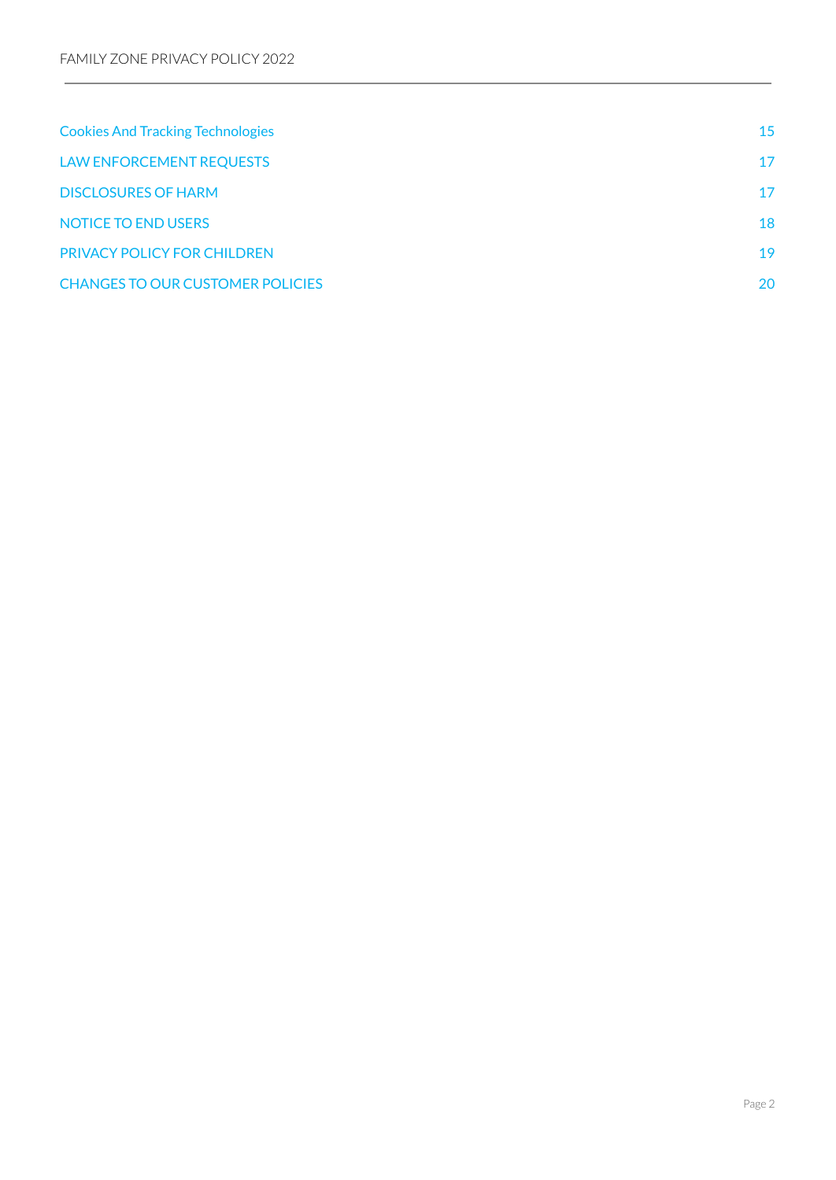| | |
|---|---|
| Cookies And Tracking Technologies | 15 |
| LAW ENFORCEMENT REQUESTS | 17 |
| DISCLOSURES OF HARM | 17 |
| NOTICE TO END USERS | 18 |
| PRIVACY POLICY FOR CHILDREN | 19 |
| CHANGES TO OUR CUSTOMER POLICIES | 20 |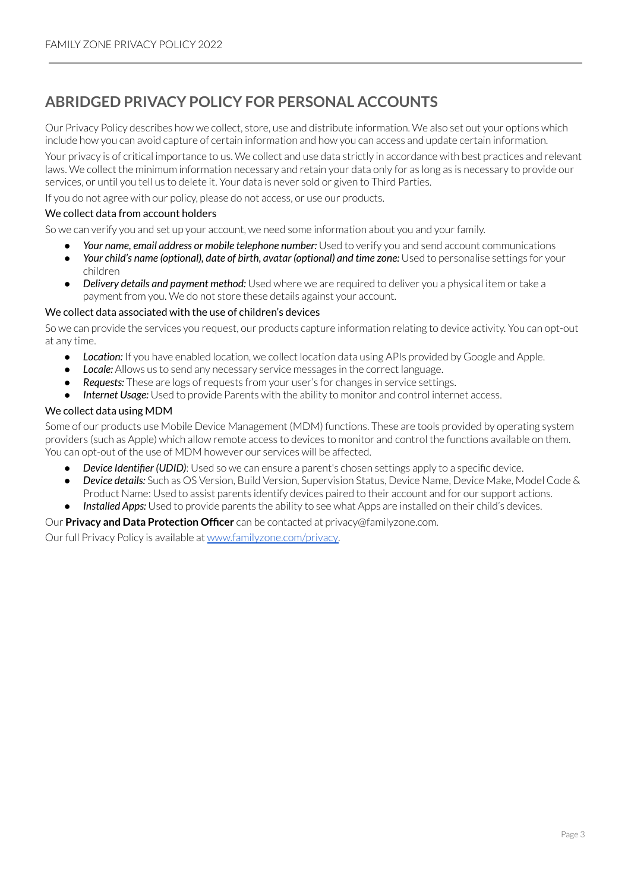## ABRIDGED PRIVACY POLICY FOR PERSONAL ACCOUNTS

Our Privacy Policy describes how we collect, store, use and distribute information. We also set out your options which include how you can avoid capture of certain information and how you can access and update certain information.

Your privacy is of critical importance to us. We collect and use data strictly in accordance with best practices and relevant laws. We collect the minimum information necessary and retain your data only for as long as is necessary to provide our services, or until you tell us to delete it. Your data is never sold or given to Third Parties.

If you do not agree with our policy, please do not access, or use our products.

### We collect data from account holders

So we can verify you and set up your account, we need some information about you and your family.

- ***Your name, email address or mobile telephone number:*** Used to verify you and send account communications
- ***Your child's name (optional), date of birth, avatar (optional) and time zone:*** Used to personalise settings for your children
- ***Delivery details and payment method:*** Used where we are required to deliver you a physical item or take a payment from you. We do not store these details against your account.

### We collect data associated with the use of children's devices

So we can provide the services you request, our products capture information relating to device activity. You can opt-out at any time.

- ***Location:*** If you have enabled location, we collect location data using APIs provided by Google and Apple.
- ***Locale:*** Allows us to send any necessary service messages in the correct language.
- ***Requests:*** These are logs of requests from your user's for changes in service settings.
- ***Internet Usage:*** Used to provide Parents with the ability to monitor and control internet access.

### We collect data using MDM

Some of our products use Mobile Device Management (MDM) functions. These are tools provided by operating system providers (such as Apple) which allow remote access to devices to monitor and control the functions available on them. You can opt-out of the use of MDM however our services will be affected.

- ***Device Identifier (UDID)***: Used so we can ensure a parent's chosen settings apply to a specific device.
- ***Device details:*** Such as OS Version, Build Version, Supervision Status, Device Name, Device Make, Model Code & Product Name: Used to assist parents identify devices paired to their account and for our support actions.
- ***Installed Apps:*** Used to provide parents the ability to see what Apps are installed on their child's devices.

Our **Privacy and Data Protection Officer** can be contacted at privacy@familyzone.com.

Our full Privacy Policy is available at [www.familyzone.com/privacy](http://www.familyzone.com/privacy).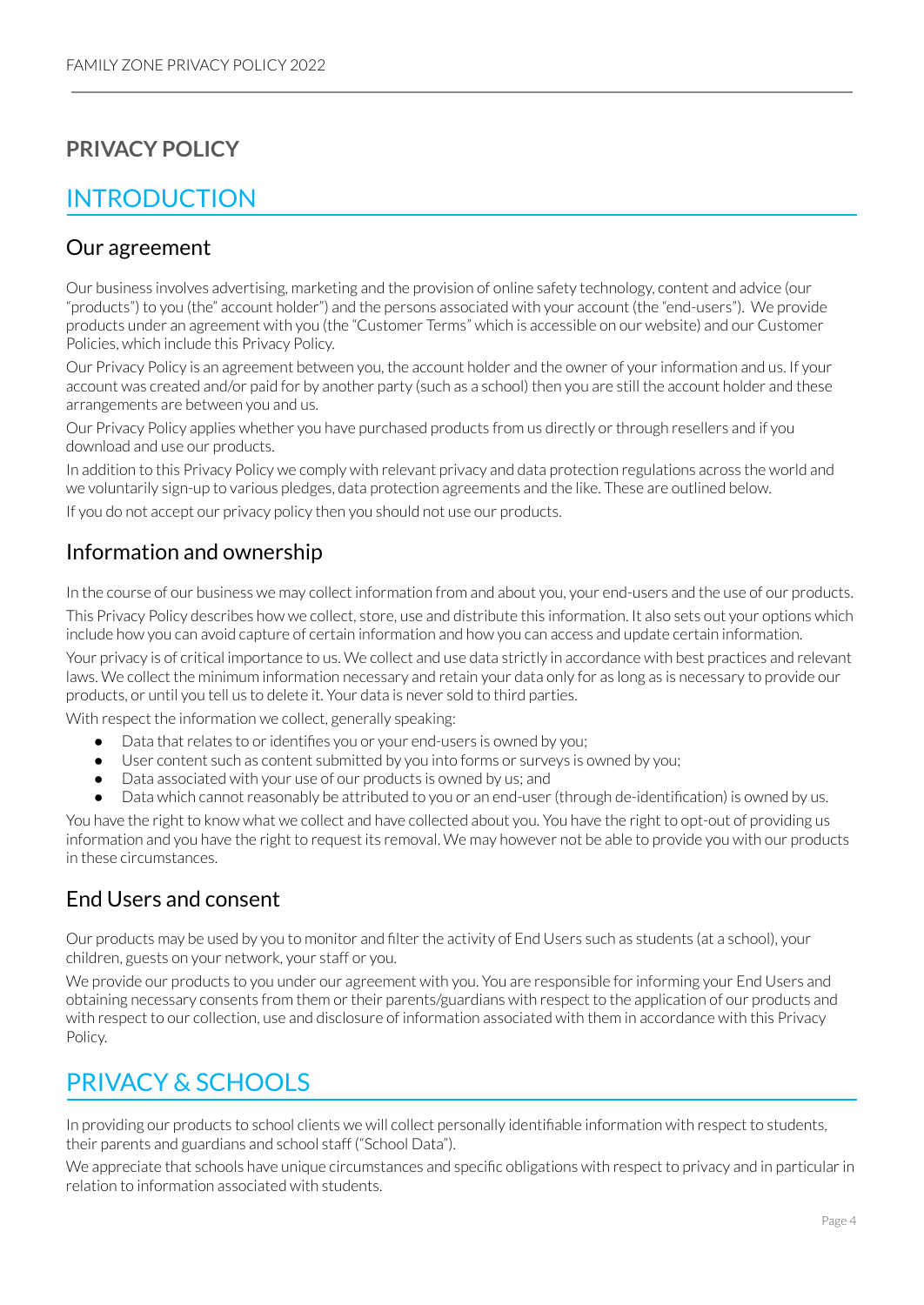# PRIVACY POLICY

## INTRODUCTION

### Our agreement

Our business involves advertising, marketing and the provision of online safety technology, content and advice (our "products") to you (the" account holder") and the persons associated with your account (the "end-users"). We provide products under an agreement with you (the "Customer Terms" which is accessible on our website) and our Customer Policies, which include this Privacy Policy.

Our Privacy Policy is an agreement between you, the account holder and the owner of your information and us. If your account was created and/or paid for by another party (such as a school) then you are still the account holder and these arrangements are between you and us.

Our Privacy Policy applies whether you have purchased products from us directly or through resellers and if you download and use our products.

In addition to this Privacy Policy we comply with relevant privacy and data protection regulations across the world and we voluntarily sign-up to various pledges, data protection agreements and the like. These are outlined below.

If you do not accept our privacy policy then you should not use our products.

### Information and ownership

In the course of our business we may collect information from and about you, your end-users and the use of our products.

This Privacy Policy describes how we collect, store, use and distribute this information. It also sets out your options which include how you can avoid capture of certain information and how you can access and update certain information.

Your privacy is of critical importance to us. We collect and use data strictly in accordance with best practices and relevant laws. We collect the minimum information necessary and retain your data only for as long as is necessary to provide our products, or until you tell us to delete it. Your data is never sold to third parties.

With respect the information we collect, generally speaking:

- Data that relates to or identifies you or your end-users is owned by you;
- User content such as content submitted by you into forms or surveys is owned by you;
- Data associated with your use of our products is owned by us; and
- Data which cannot reasonably be attributed to you or an end-user (through de-identification) is owned by us.

You have the right to know what we collect and have collected about you. You have the right to opt-out of providing us information and you have the right to request its removal. We may however not be able to provide you with our products in these circumstances.

### End Users and consent

Our products may be used by you to monitor and filter the activity of End Users such as students (at a school), your children, guests on your network, your staff or you.

We provide our products to you under our agreement with you. You are responsible for informing your End Users and obtaining necessary consents from them or their parents/guardians with respect to the application of our products and with respect to our collection, use and disclosure of information associated with them in accordance with this Privacy Policy.

## PRIVACY & SCHOOLS

In providing our products to school clients we will collect personally identifiable information with respect to students, their parents and guardians and school staff ("School Data").

We appreciate that schools have unique circumstances and specific obligations with respect to privacy and in particular in relation to information associated with students.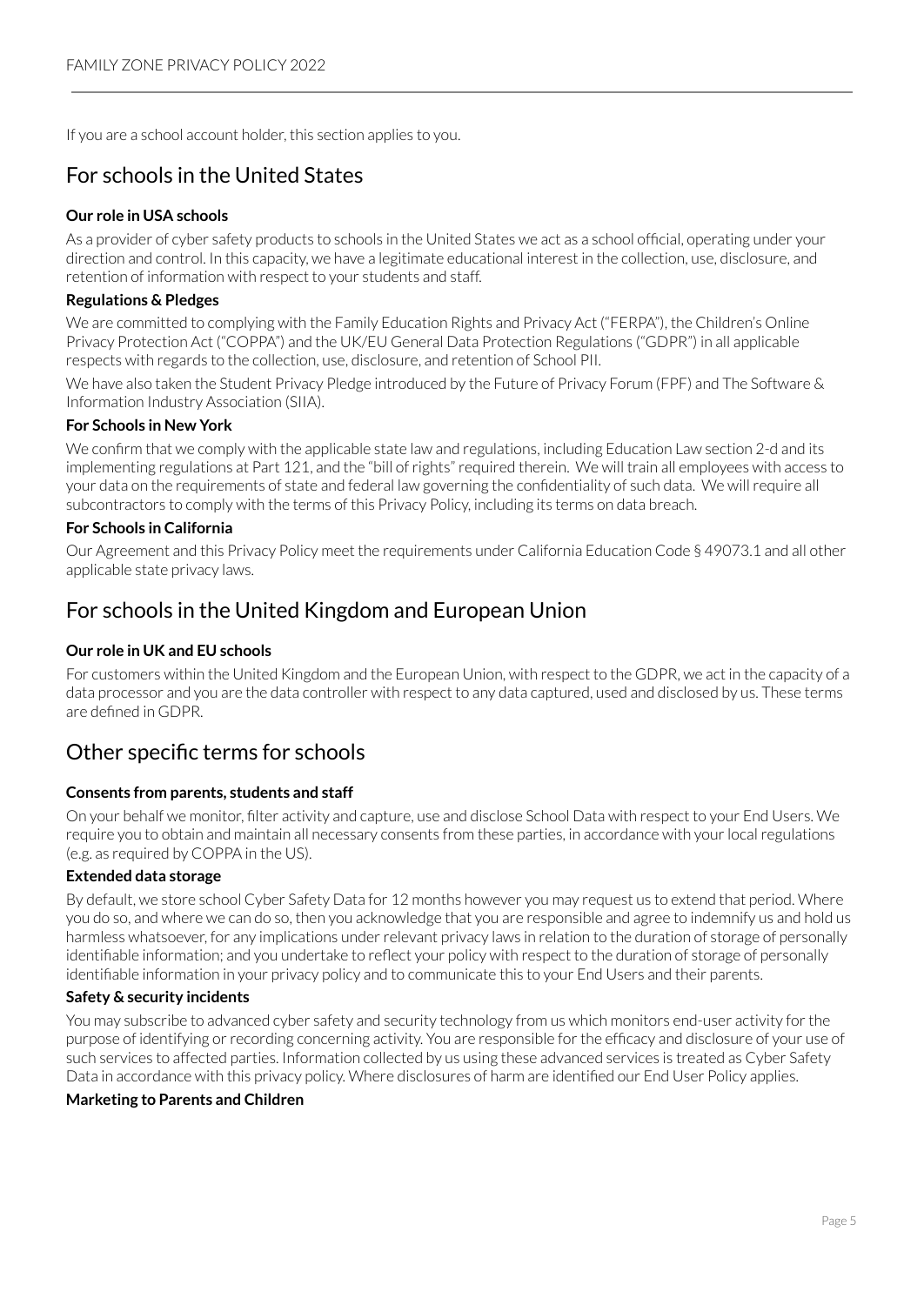If you are a school account holder, this section applies to you.

## For schools in the United States

**Our role in USA schools**

As a provider of cyber safety products to schools in the United States we act as a school official, operating under your direction and control. In this capacity, we have a legitimate educational interest in the collection, use, disclosure, and retention of information with respect to your students and staff.

**Regulations & Pledges**

We are committed to complying with the Family Education Rights and Privacy Act ("FERPA"), the Children's Online Privacy Protection Act ("COPPA") and the UK/EU General Data Protection Regulations ("GDPR") in all applicable respects with regards to the collection, use, disclosure, and retention of School PII.

We have also taken the Student Privacy Pledge introduced by the Future of Privacy Forum (FPF) and The Software & Information Industry Association (SIIA).

**For Schools in New York**

We confirm that we comply with the applicable state law and regulations, including Education Law section 2-d and its implementing regulations at Part 121, and the "bill of rights" required therein. We will train all employees with access to your data on the requirements of state and federal law governing the confidentiality of such data. We will require all subcontractors to comply with the terms of this Privacy Policy, including its terms on data breach.

**For Schools in California**

Our Agreement and this Privacy Policy meet the requirements under California Education Code § 49073.1 and all other applicable state privacy laws.

## For schools in the United Kingdom and European Union

**Our role in UK and EU schools**

For customers within the United Kingdom and the European Union, with respect to the GDPR, we act in the capacity of a data processor and you are the data controller with respect to any data captured, used and disclosed by us. These terms are defined in GDPR.

## Other specific terms for schools

**Consents from parents, students and staff**

On your behalf we monitor, filter activity and capture, use and disclose School Data with respect to your End Users. We require you to obtain and maintain all necessary consents from these parties, in accordance with your local regulations (e.g. as required by COPPA in the US).

**Extended data storage**

By default, we store school Cyber Safety Data for 12 months however you may request us to extend that period. Where you do so, and where we can do so, then you acknowledge that you are responsible and agree to indemnify us and hold us harmless whatsoever, for any implications under relevant privacy laws in relation to the duration of storage of personally identifiable information; and you undertake to reflect your policy with respect to the duration of storage of personally identifiable information in your privacy policy and to communicate this to your End Users and their parents.

**Safety & security incidents**

You may subscribe to advanced cyber safety and security technology from us which monitors end-user activity for the purpose of identifying or recording concerning activity. You are responsible for the efficacy and disclosure of your use of such services to affected parties. Information collected by us using these advanced services is treated as Cyber Safety Data in accordance with this privacy policy. Where disclosures of harm are identified our End User Policy applies.

**Marketing to Parents and Children**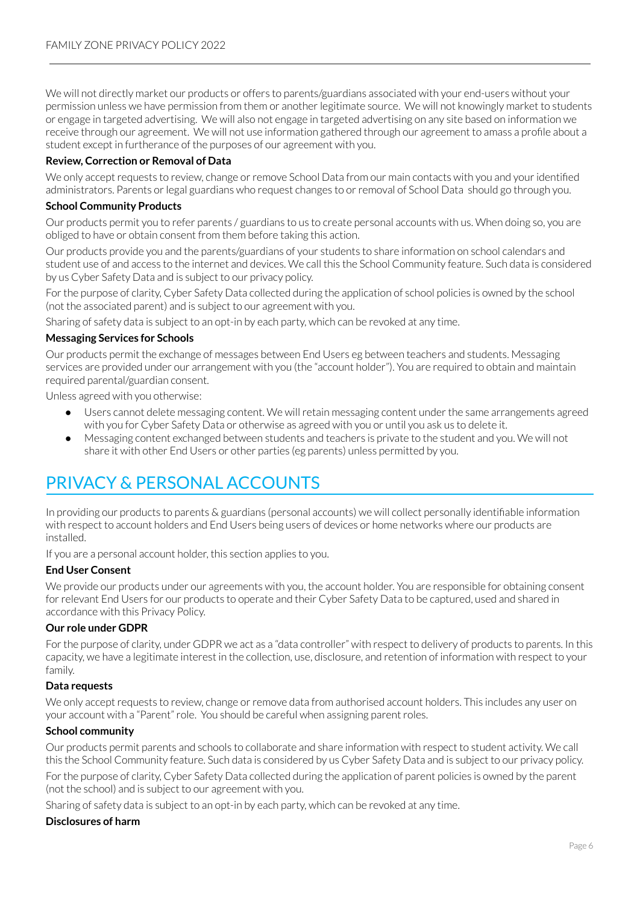We will not directly market our products or offers to parents/guardians associated with your end-users without your permission unless we have permission from them or another legitimate source. We will not knowingly market to students or engage in targeted advertising. We will also not engage in targeted advertising on any site based on information we receive through our agreement. We will not use information gathered through our agreement to amass a profile about a student except in furtherance of the purposes of our agreement with you.

**Review, Correction or Removal of Data**

We only accept requests to review, change or remove School Data from our main contacts with you and your identified administrators. Parents or legal guardians who request changes to or removal of School Data should go through you.

**School Community Products**

Our products permit you to refer parents / guardians to us to create personal accounts with us. When doing so, you are obliged to have or obtain consent from them before taking this action.

Our products provide you and the parents/guardians of your students to share information on school calendars and student use of and access to the internet and devices. We call this the School Community feature. Such data is considered by us Cyber Safety Data and is subject to our privacy policy.

For the purpose of clarity, Cyber Safety Data collected during the application of school policies is owned by the school (not the associated parent) and is subject to our agreement with you.

Sharing of safety data is subject to an opt-in by each party, which can be revoked at any time.

**Messaging Services for Schools**

Our products permit the exchange of messages between End Users eg between teachers and students. Messaging services are provided under our arrangement with you (the "account holder"). You are required to obtain and maintain required parental/guardian consent.

Unless agreed with you otherwise:

- Users cannot delete messaging content. We will retain messaging content under the same arrangements agreed with you for Cyber Safety Data or otherwise as agreed with you or until you ask us to delete it.
- Messaging content exchanged between students and teachers is private to the student and you. We will not share it with other End Users or other parties (eg parents) unless permitted by you.

# PRIVACY & PERSONAL ACCOUNTS

In providing our products to parents & guardians (personal accounts) we will collect personally identifiable information with respect to account holders and End Users being users of devices or home networks where our products are installed.

If you are a personal account holder, this section applies to you.

**End User Consent**

We provide our products under our agreements with you, the account holder. You are responsible for obtaining consent for relevant End Users for our products to operate and their Cyber Safety Data to be captured, used and shared in accordance with this Privacy Policy.

**Our role under GDPR**

For the purpose of clarity, under GDPR we act as a "data controller" with respect to delivery of products to parents. In this capacity, we have a legitimate interest in the collection, use, disclosure, and retention of information with respect to your family.

**Data requests**

We only accept requests to review, change or remove data from authorised account holders. This includes any user on your account with a "Parent" role. You should be careful when assigning parent roles.

**School community**

Our products permit parents and schools to collaborate and share information with respect to student activity. We call this the School Community feature. Such data is considered by us Cyber Safety Data and is subject to our privacy policy.

For the purpose of clarity, Cyber Safety Data collected during the application of parent policies is owned by the parent (not the school) and is subject to our agreement with you.

Sharing of safety data is subject to an opt-in by each party, which can be revoked at any time.

**Disclosures of harm**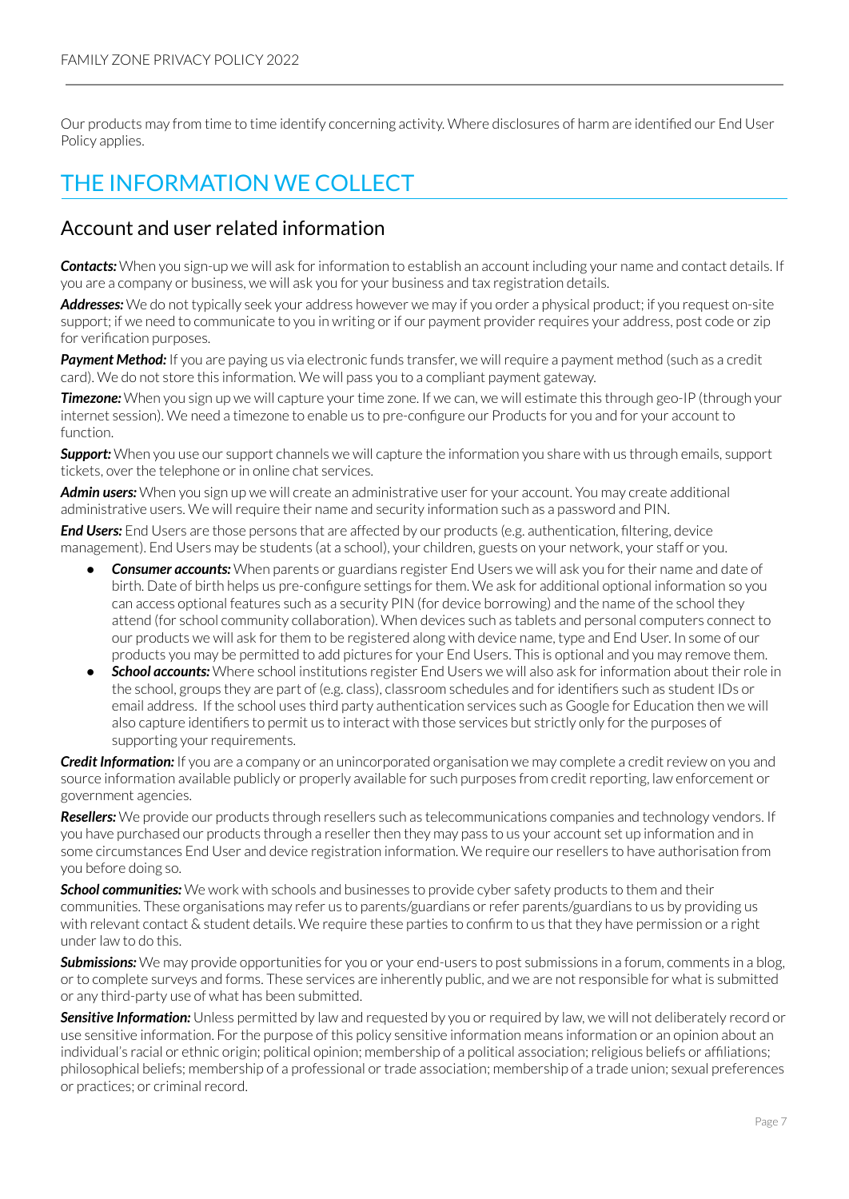Our products may from time to time identify concerning activity. Where disclosures of harm are identified our End User Policy applies.

# THE INFORMATION WE COLLECT

## Account and user related information

***Contacts:*** When you sign-up we will ask for information to establish an account including your name and contact details. If you are a company or business, we will ask you for your business and tax registration details.

***Addresses:*** We do not typically seek your address however we may if you order a physical product; if you request on-site support; if we need to communicate to you in writing or if our payment provider requires your address, post code or zip for verification purposes.

***Payment Method:*** If you are paying us via electronic funds transfer, we will require a payment method (such as a credit card). We do not store this information. We will pass you to a compliant payment gateway.

***Timezone:*** When you sign up we will capture your time zone. If we can, we will estimate this through geo-IP (through your internet session). We need a timezone to enable us to pre-configure our Products for you and for your account to function.

***Support:*** When you use our support channels we will capture the information you share with us through emails, support tickets, over the telephone or in online chat services.

***Admin users:*** When you sign up we will create an administrative user for your account. You may create additional administrative users. We will require their name and security information such as a password and PIN.

***End Users:*** End Users are those persons that are affected by our products (e.g. authentication, filtering, device management). End Users may be students (at a school), your children, guests on your network, your staff or you.

- ***Consumer accounts:*** When parents or guardians register End Users we will ask you for their name and date of birth. Date of birth helps us pre-configure settings for them. We ask for additional optional information so you can access optional features such as a security PIN (for device borrowing) and the name of the school they attend (for school community collaboration). When devices such as tablets and personal computers connect to our products we will ask for them to be registered along with device name, type and End User. In some of our products you may be permitted to add pictures for your End Users. This is optional and you may remove them.
- ***School accounts:*** Where school institutions register End Users we will also ask for information about their role in the school, groups they are part of (e.g. class), classroom schedules and for identifiers such as student IDs or email address. If the school uses third party authentication services such as Google for Education then we will also capture identifiers to permit us to interact with those services but strictly only for the purposes of supporting your requirements.

***Credit Information:*** If you are a company or an unincorporated organisation we may complete a credit review on you and source information available publicly or properly available for such purposes from credit reporting, law enforcement or government agencies.

***Resellers:*** We provide our products through resellers such as telecommunications companies and technology vendors. If you have purchased our products through a reseller then they may pass to us your account set up information and in some circumstances End User and device registration information. We require our resellers to have authorisation from you before doing so.

***School communities:*** We work with schools and businesses to provide cyber safety products to them and their communities. These organisations may refer us to parents/guardians or refer parents/guardians to us by providing us with relevant contact & student details. We require these parties to confirm to us that they have permission or a right under law to do this.

***Submissions:*** We may provide opportunities for you or your end-users to post submissions in a forum, comments in a blog, or to complete surveys and forms. These services are inherently public, and we are not responsible for what is submitted or any third-party use of what has been submitted.

***Sensitive Information:*** Unless permitted by law and requested by you or required by law, we will not deliberately record or use sensitive information. For the purpose of this policy sensitive information means information or an opinion about an individual's racial or ethnic origin; political opinion; membership of a political association; religious beliefs or affiliations; philosophical beliefs; membership of a professional or trade association; membership of a trade union; sexual preferences or practices; or criminal record.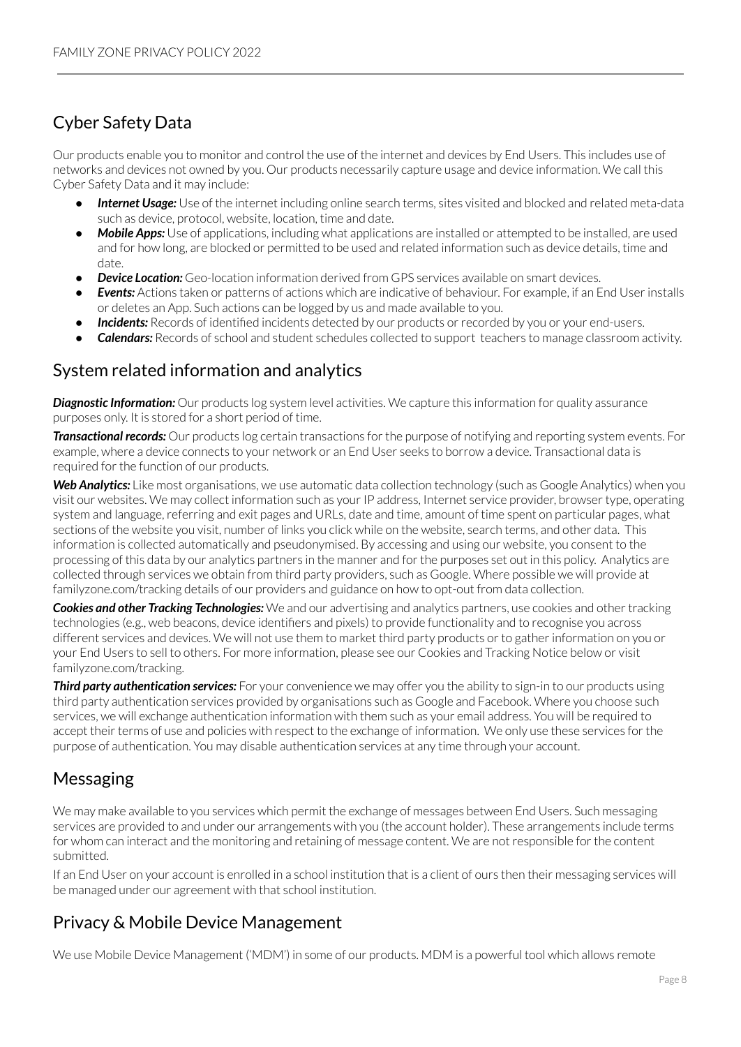## Cyber Safety Data

Our products enable you to monitor and control the use of the internet and devices by End Users. This includes use of networks and devices not owned by you. Our products necessarily capture usage and device information. We call this Cyber Safety Data and it may include:

- ***Internet Usage:*** Use of the internet including online search terms, sites visited and blocked and related meta-data such as device, protocol, website, location, time and date.
- ***Mobile Apps:*** Use of applications, including what applications are installed or attempted to be installed, are used and for how long, are blocked or permitted to be used and related information such as device details, time and date.
- ***Device Location:*** Geo-location information derived from GPS services available on smart devices.
- ***Events:*** Actions taken or patterns of actions which are indicative of behaviour. For example, if an End User installs or deletes an App. Such actions can be logged by us and made available to you.
- ***Incidents:*** Records of identified incidents detected by our products or recorded by you or your end-users.
- ***Calendars:*** Records of school and student schedules collected to support teachers to manage classroom activity.

## System related information and analytics

***Diagnostic Information:*** Our products log system level activities. We capture this information for quality assurance purposes only. It is stored for a short period of time.

***Transactional records:*** Our products log certain transactions for the purpose of notifying and reporting system events. For example, where a device connects to your network or an End User seeks to borrow a device. Transactional data is required for the function of our products.

***Web Analytics:*** Like most organisations, we use automatic data collection technology (such as Google Analytics) when you visit our websites. We may collect information such as your IP address, Internet service provider, browser type, operating system and language, referring and exit pages and URLs, date and time, amount of time spent on particular pages, what sections of the website you visit, number of links you click while on the website, search terms, and other data. This information is collected automatically and pseudonymised. By accessing and using our website, you consent to the processing of this data by our analytics partners in the manner and for the purposes set out in this policy. Analytics are collected through services we obtain from third party providers, such as Google. Where possible we will provide at familyzone.com/tracking details of our providers and guidance on how to opt-out from data collection.

***Cookies and other Tracking Technologies:*** We and our advertising and analytics partners, use cookies and other tracking technologies (e.g., web beacons, device identifiers and pixels) to provide functionality and to recognise you across different services and devices. We will not use them to market third party products or to gather information on you or your End Users to sell to others. For more information, please see our Cookies and Tracking Notice below or visit familyzone.com/tracking.

***Third party authentication services:*** For your convenience we may offer you the ability to sign-in to our products using third party authentication services provided by organisations such as Google and Facebook. Where you choose such services, we will exchange authentication information with them such as your email address. You will be required to accept their terms of use and policies with respect to the exchange of information. We only use these services for the purpose of authentication. You may disable authentication services at any time through your account.

## Messaging

We may make available to you services which permit the exchange of messages between End Users. Such messaging services are provided to and under our arrangements with you (the account holder). These arrangements include terms for whom can interact and the monitoring and retaining of message content. We are not responsible for the content submitted.

If an End User on your account is enrolled in a school institution that is a client of ours then their messaging services will be managed under our agreement with that school institution.

## Privacy & Mobile Device Management

We use Mobile Device Management ('MDM') in some of our products. MDM is a powerful tool which allows remote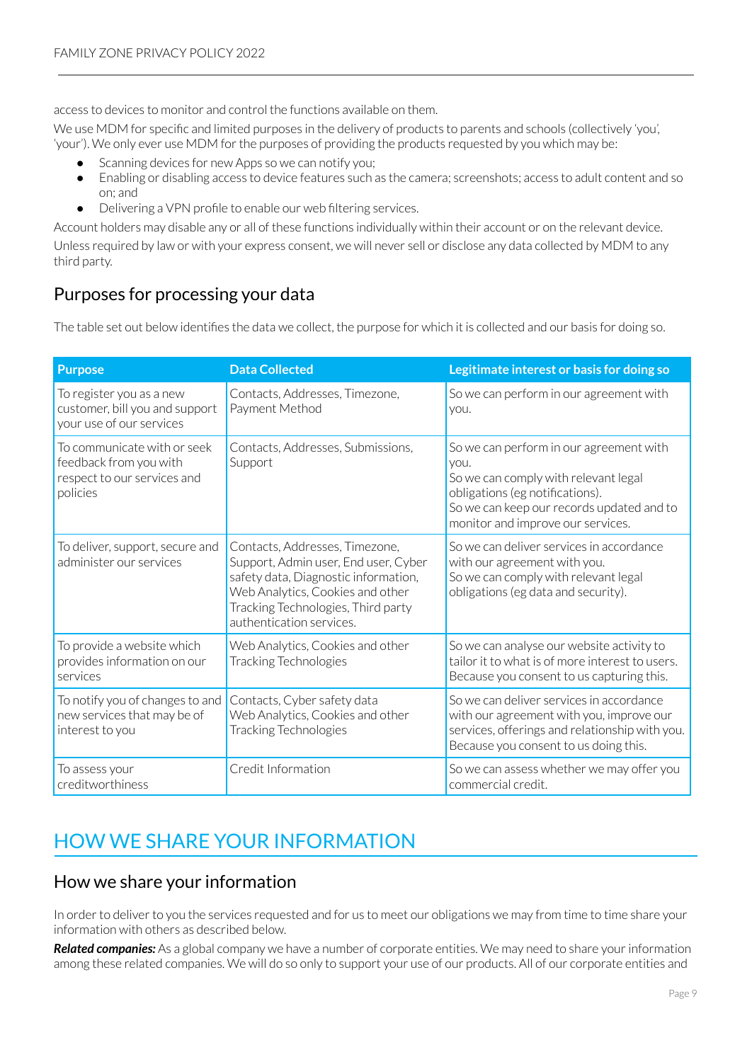access to devices to monitor and control the functions available on them.

We use MDM for specific and limited purposes in the delivery of products to parents and schools (collectively 'you', 'your'). We only ever use MDM for the purposes of providing the products requested by you which may be:

- Scanning devices for new Apps so we can notify you;
- Enabling or disabling access to device features such as the camera; screenshots; access to adult content and so on; and
- Delivering a VPN profile to enable our web filtering services.

Account holders may disable any or all of these functions individually within their account or on the relevant device.

Unless required by law or with your express consent, we will never sell or disclose any data collected by MDM to any third party.

## Purposes for processing your data

The table set out below identifies the data we collect, the purpose for which it is collected and our basis for doing so.

| Purpose | Data Collected | Legitimate interest or basis for doing so |
|---|---|---|
| To register you as a new customer, bill you and support your use of our services | Contacts, Addresses, Timezone, Payment Method | So we can perform in our agreement with you. |
| To communicate with or seek feedback from you with respect to our services and policies | Contacts, Addresses, Submissions, Support | So we can perform in our agreement with you.<br>So we can comply with relevant legal obligations (eg notifications).<br>So we can keep our records updated and to monitor and improve our services. |
| To deliver, support, secure and administer our services | Contacts, Addresses, Timezone, Support, Admin user, End user, Cyber safety data, Diagnostic information, Web Analytics, Cookies and other Tracking Technologies, Third party authentication services. | So we can deliver services in accordance with our agreement with you.<br>So we can comply with relevant legal obligations (eg data and security). |
| To provide a website which provides information on our services | Web Analytics, Cookies and other Tracking Technologies | So we can analyse our website activity to tailor it to what is of more interest to users.<br>Because you consent to us capturing this. |
| To notify you of changes to and new services that may be of interest to you | Contacts, Cyber safety data<br>Web Analytics, Cookies and other Tracking Technologies | So we can deliver services in accordance with our agreement with you, improve our services, offerings and relationship with you.<br>Because you consent to us doing this. |
| To assess your creditworthiness | Credit Information | So we can assess whether we may offer you commercial credit. |

# HOW WE SHARE YOUR INFORMATION

## How we share your information

In order to deliver to you the services requested and for us to meet our obligations we may from time to time share your information with others as described below.

***Related companies:*** As a global company we have a number of corporate entities. We may need to share your information among these related companies. We will do so only to support your use of our products. All of our corporate entities and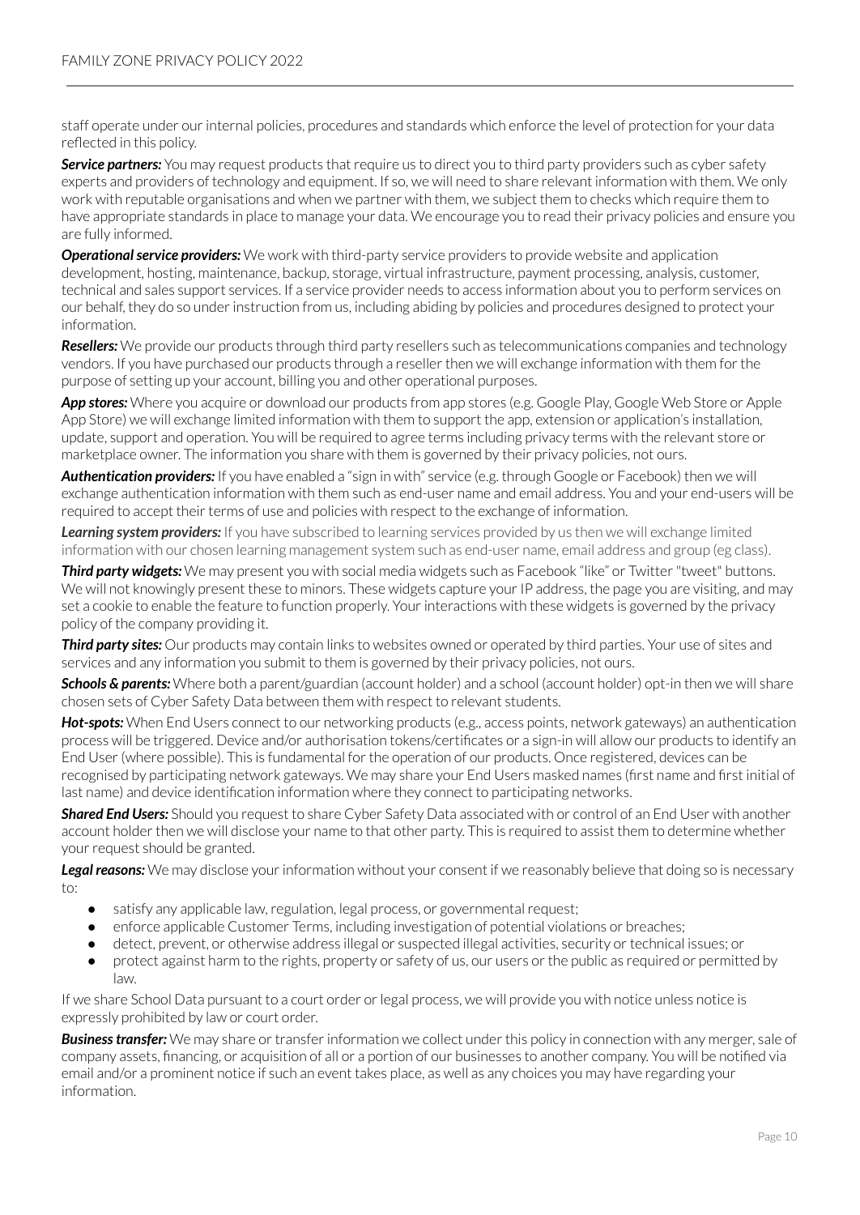staff operate under our internal policies, procedures and standards which enforce the level of protection for your data reflected in this policy.

***Service partners:*** You may request products that require us to direct you to third party providers such as cyber safety experts and providers of technology and equipment. If so, we will need to share relevant information with them. We only work with reputable organisations and when we partner with them, we subject them to checks which require them to have appropriate standards in place to manage your data. We encourage you to read their privacy policies and ensure you are fully informed.

***Operational service providers:*** We work with third-party service providers to provide website and application development, hosting, maintenance, backup, storage, virtual infrastructure, payment processing, analysis, customer, technical and sales support services. If a service provider needs to access information about you to perform services on our behalf, they do so under instruction from us, including abiding by policies and procedures designed to protect your information.

***Resellers:*** We provide our products through third party resellers such as telecommunications companies and technology vendors. If you have purchased our products through a reseller then we will exchange information with them for the purpose of setting up your account, billing you and other operational purposes.

***App stores:*** Where you acquire or download our products from app stores (e.g. Google Play, Google Web Store or Apple App Store) we will exchange limited information with them to support the app, extension or application's installation, update, support and operation. You will be required to agree terms including privacy terms with the relevant store or marketplace owner. The information you share with them is governed by their privacy policies, not ours.

***Authentication providers:*** If you have enabled a "sign in with" service (e.g. through Google or Facebook) then we will exchange authentication information with them such as end-user name and email address. You and your end-users will be required to accept their terms of use and policies with respect to the exchange of information.

***Learning system providers:*** If you have subscribed to learning services provided by us then we will exchange limited information with our chosen learning management system such as end-user name, email address and group (eg class).

***Third party widgets:*** We may present you with social media widgets such as Facebook "like" or Twitter "tweet" buttons. We will not knowingly present these to minors. These widgets capture your IP address, the page you are visiting, and may set a cookie to enable the feature to function properly. Your interactions with these widgets is governed by the privacy policy of the company providing it.

***Third party sites:*** Our products may contain links to websites owned or operated by third parties. Your use of sites and services and any information you submit to them is governed by their privacy policies, not ours.

***Schools & parents:*** Where both a parent/guardian (account holder) and a school (account holder) opt-in then we will share chosen sets of Cyber Safety Data between them with respect to relevant students.

***Hot-spots:*** When End Users connect to our networking products (e.g., access points, network gateways) an authentication process will be triggered. Device and/or authorisation tokens/certificates or a sign-in will allow our products to identify an End User (where possible). This is fundamental for the operation of our products. Once registered, devices can be recognised by participating network gateways. We may share your End Users masked names (first name and first initial of last name) and device identification information where they connect to participating networks.

***Shared End Users:*** Should you request to share Cyber Safety Data associated with or control of an End User with another account holder then we will disclose your name to that other party. This is required to assist them to determine whether your request should be granted.

***Legal reasons:*** We may disclose your information without your consent if we reasonably believe that doing so is necessary to:

- satisfy any applicable law, regulation, legal process, or governmental request;
- enforce applicable Customer Terms, including investigation of potential violations or breaches;
- detect, prevent, or otherwise address illegal or suspected illegal activities, security or technical issues; or
- protect against harm to the rights, property or safety of us, our users or the public as required or permitted by law.

If we share School Data pursuant to a court order or legal process, we will provide you with notice unless notice is expressly prohibited by law or court order.

***Business transfer:*** We may share or transfer information we collect under this policy in connection with any merger, sale of company assets, financing, or acquisition of all or a portion of our businesses to another company. You will be notified via email and/or a prominent notice if such an event takes place, as well as any choices you may have regarding your information.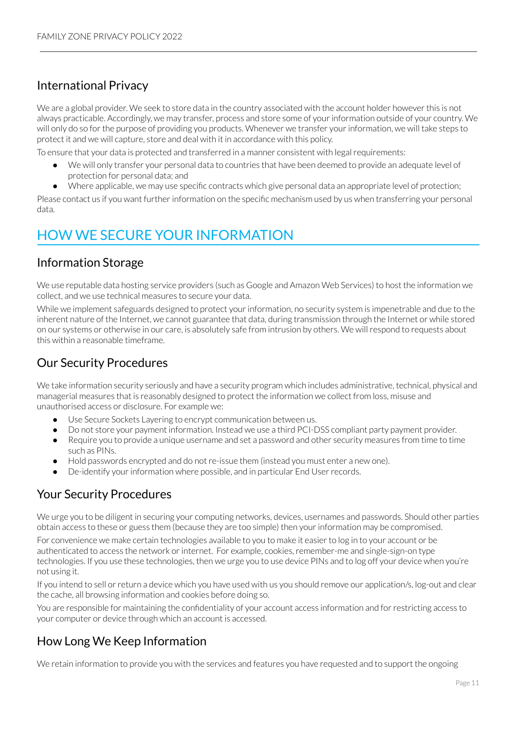## International Privacy

We are a global provider. We seek to store data in the country associated with the account holder however this is not always practicable. Accordingly, we may transfer, process and store some of your information outside of your country. We will only do so for the purpose of providing you products. Whenever we transfer your information, we will take steps to protect it and we will capture, store and deal with it in accordance with this policy.

To ensure that your data is protected and transferred in a manner consistent with legal requirements:

- We will only transfer your personal data to countries that have been deemed to provide an adequate level of protection for personal data; and
- Where applicable, we may use specific contracts which give personal data an appropriate level of protection;

Please contact us if you want further information on the specific mechanism used by us when transferring your personal data.

# HOW WE SECURE YOUR INFORMATION

## Information Storage

We use reputable data hosting service providers (such as Google and Amazon Web Services) to host the information we collect, and we use technical measures to secure your data.

While we implement safeguards designed to protect your information, no security system is impenetrable and due to the inherent nature of the Internet, we cannot guarantee that data, during transmission through the Internet or while stored on our systems or otherwise in our care, is absolutely safe from intrusion by others. We will respond to requests about this within a reasonable timeframe.

## Our Security Procedures

We take information security seriously and have a security program which includes administrative, technical, physical and managerial measures that is reasonably designed to protect the information we collect from loss, misuse and unauthorised access or disclosure. For example we:

- Use Secure Sockets Layering to encrypt communication between us.
- Do not store your payment information. Instead we use a third PCI-DSS compliant party payment provider.
- Require you to provide a unique username and set a password and other security measures from time to time such as PINs.
- Hold passwords encrypted and do not re-issue them (instead you must enter a new one).
- De-identify your information where possible, and in particular End User records.

## Your Security Procedures

We urge you to be diligent in securing your computing networks, devices, usernames and passwords. Should other parties obtain access to these or guess them (because they are too simple) then your information may be compromised.

For convenience we make certain technologies available to you to make it easier to log in to your account or be authenticated to access the network or internet. For example, cookies, remember-me and single-sign-on type technologies. If you use these technologies, then we urge you to use device PINs and to log off your device when you're not using it.

If you intend to sell or return a device which you have used with us you should remove our application/s, log-out and clear the cache, all browsing information and cookies before doing so.

You are responsible for maintaining the confidentiality of your account access information and for restricting access to your computer or device through which an account is accessed.

## How Long We Keep Information

We retain information to provide you with the services and features you have requested and to support the ongoing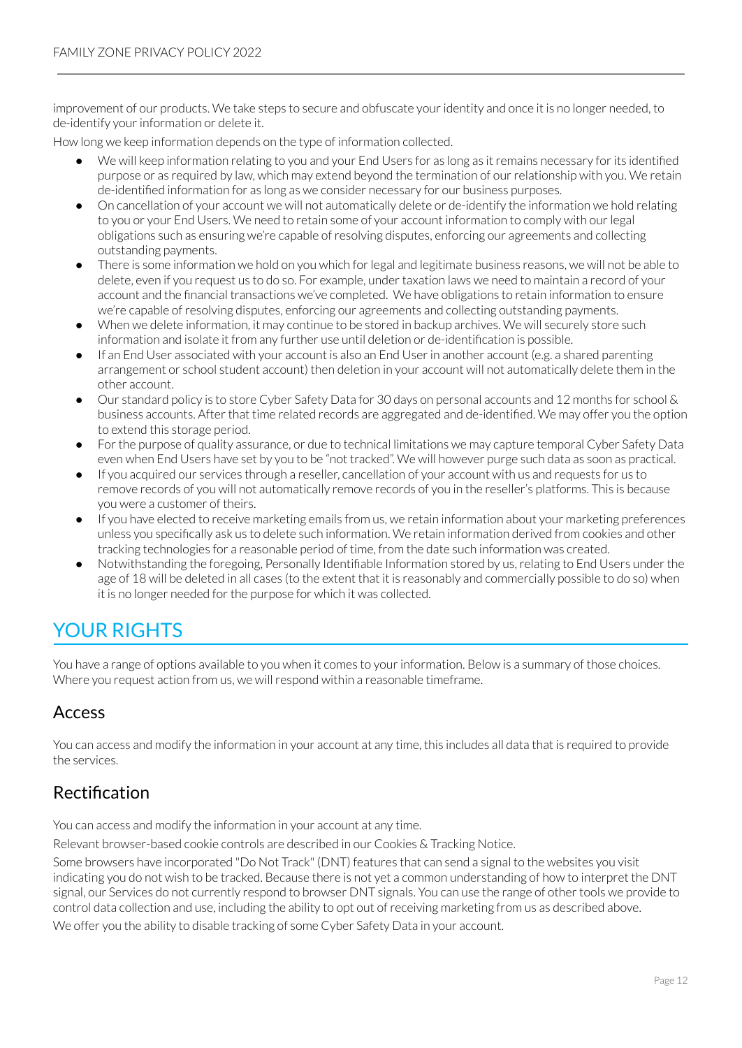improvement of our products. We take steps to secure and obfuscate your identity and once it is no longer needed, to de-identify your information or delete it.

How long we keep information depends on the type of information collected.

- We will keep information relating to you and your End Users for as long as it remains necessary for its identified purpose or as required by law, which may extend beyond the termination of our relationship with you. We retain de-identified information for as long as we consider necessary for our business purposes.
- On cancellation of your account we will not automatically delete or de-identify the information we hold relating to you or your End Users. We need to retain some of your account information to comply with our legal obligations such as ensuring we're capable of resolving disputes, enforcing our agreements and collecting outstanding payments.
- There is some information we hold on you which for legal and legitimate business reasons, we will not be able to delete, even if you request us to do so. For example, under taxation laws we need to maintain a record of your account and the financial transactions we've completed. We have obligations to retain information to ensure we're capable of resolving disputes, enforcing our agreements and collecting outstanding payments.
- When we delete information, it may continue to be stored in backup archives. We will securely store such information and isolate it from any further use until deletion or de-identification is possible.
- If an End User associated with your account is also an End User in another account (e.g. a shared parenting arrangement or school student account) then deletion in your account will not automatically delete them in the other account.
- Our standard policy is to store Cyber Safety Data for 30 days on personal accounts and 12 months for school & business accounts. After that time related records are aggregated and de-identified. We may offer you the option to extend this storage period.
- For the purpose of quality assurance, or due to technical limitations we may capture temporal Cyber Safety Data even when End Users have set by you to be "not tracked". We will however purge such data as soon as practical.
- If you acquired our services through a reseller, cancellation of your account with us and requests for us to remove records of you will not automatically remove records of you in the reseller's platforms. This is because you were a customer of theirs.
- If you have elected to receive marketing emails from us, we retain information about your marketing preferences unless you specifically ask us to delete such information. We retain information derived from cookies and other tracking technologies for a reasonable period of time, from the date such information was created.
- Notwithstanding the foregoing, Personally Identifiable Information stored by us, relating to End Users under the age of 18 will be deleted in all cases (to the extent that it is reasonably and commercially possible to do so) when it is no longer needed for the purpose for which it was collected.

# YOUR RIGHTS

You have a range of options available to you when it comes to your information. Below is a summary of those choices. Where you request action from us, we will respond within a reasonable timeframe.

## Access

You can access and modify the information in your account at any time, this includes all data that is required to provide the services.

## Rectification

You can access and modify the information in your account at any time.

Relevant browser-based cookie controls are described in our Cookies & Tracking Notice.

Some browsers have incorporated "Do Not Track" (DNT) features that can send a signal to the websites you visit indicating you do not wish to be tracked. Because there is not yet a common understanding of how to interpret the DNT signal, our Services do not currently respond to browser DNT signals. You can use the range of other tools we provide to control data collection and use, including the ability to opt out of receiving marketing from us as described above.

We offer you the ability to disable tracking of some Cyber Safety Data in your account.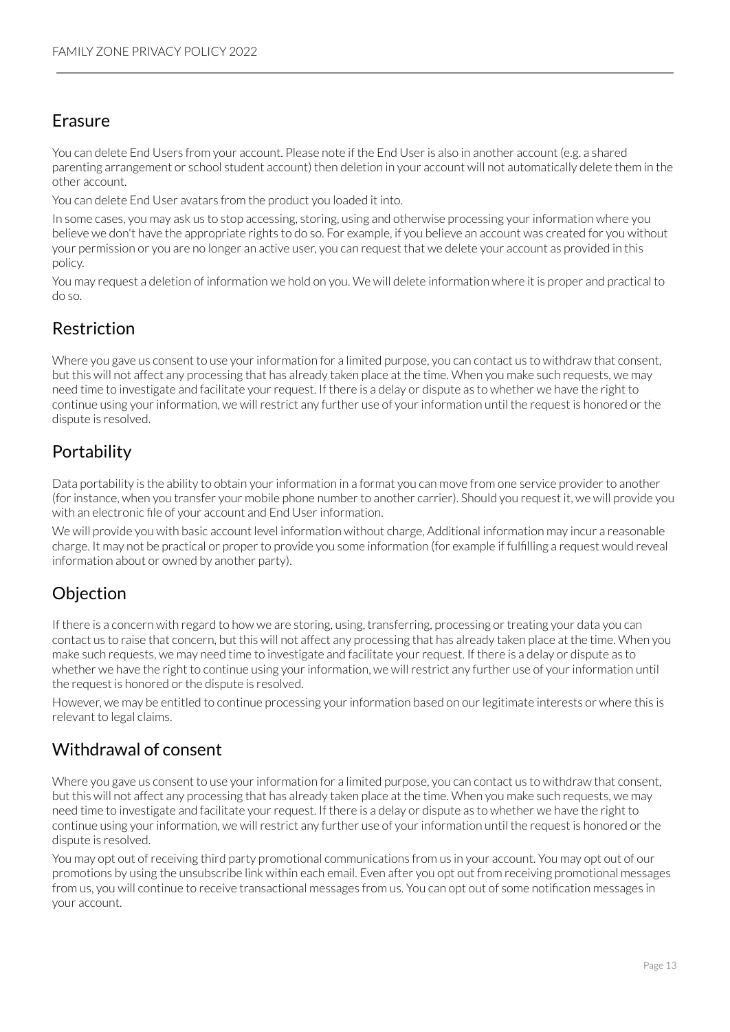## Erasure

You can delete End Users from your account. Please note if the End User is also in another account (e.g. a shared parenting arrangement or school student account) then deletion in your account will not automatically delete them in the other account.

You can delete End User avatars from the product you loaded it into.

In some cases, you may ask us to stop accessing, storing, using and otherwise processing your information where you believe we don't have the appropriate rights to do so. For example, if you believe an account was created for you without your permission or you are no longer an active user, you can request that we delete your account as provided in this policy.

You may request a deletion of information we hold on you. We will delete information where it is proper and practical to do so.

## Restriction

Where you gave us consent to use your information for a limited purpose, you can contact us to withdraw that consent, but this will not affect any processing that has already taken place at the time. When you make such requests, we may need time to investigate and facilitate your request. If there is a delay or dispute as to whether we have the right to continue using your information, we will restrict any further use of your information until the request is honored or the dispute is resolved.

## Portability

Data portability is the ability to obtain your information in a format you can move from one service provider to another (for instance, when you transfer your mobile phone number to another carrier). Should you request it, we will provide you with an electronic file of your account and End User information.

We will provide you with basic account level information without charge, Additional information may incur a reasonable charge. It may not be practical or proper to provide you some information (for example if fulfilling a request would reveal information about or owned by another party).

## Objection

If there is a concern with regard to how we are storing, using, transferring, processing or treating your data you can contact us to raise that concern, but this will not affect any processing that has already taken place at the time. When you make such requests, we may need time to investigate and facilitate your request. If there is a delay or dispute as to whether we have the right to continue using your information, we will restrict any further use of your information until the request is honored or the dispute is resolved.

However, we may be entitled to continue processing your information based on our legitimate interests or where this is relevant to legal claims.

## Withdrawal of consent

Where you gave us consent to use your information for a limited purpose, you can contact us to withdraw that consent, but this will not affect any processing that has already taken place at the time. When you make such requests, we may need time to investigate and facilitate your request. If there is a delay or dispute as to whether we have the right to continue using your information, we will restrict any further use of your information until the request is honored or the dispute is resolved.

You may opt out of receiving third party promotional communications from us in your account. You may opt out of our promotions by using the unsubscribe link within each email. Even after you opt out from receiving promotional messages from us, you will continue to receive transactional messages from us. You can opt out of some notification messages in your account.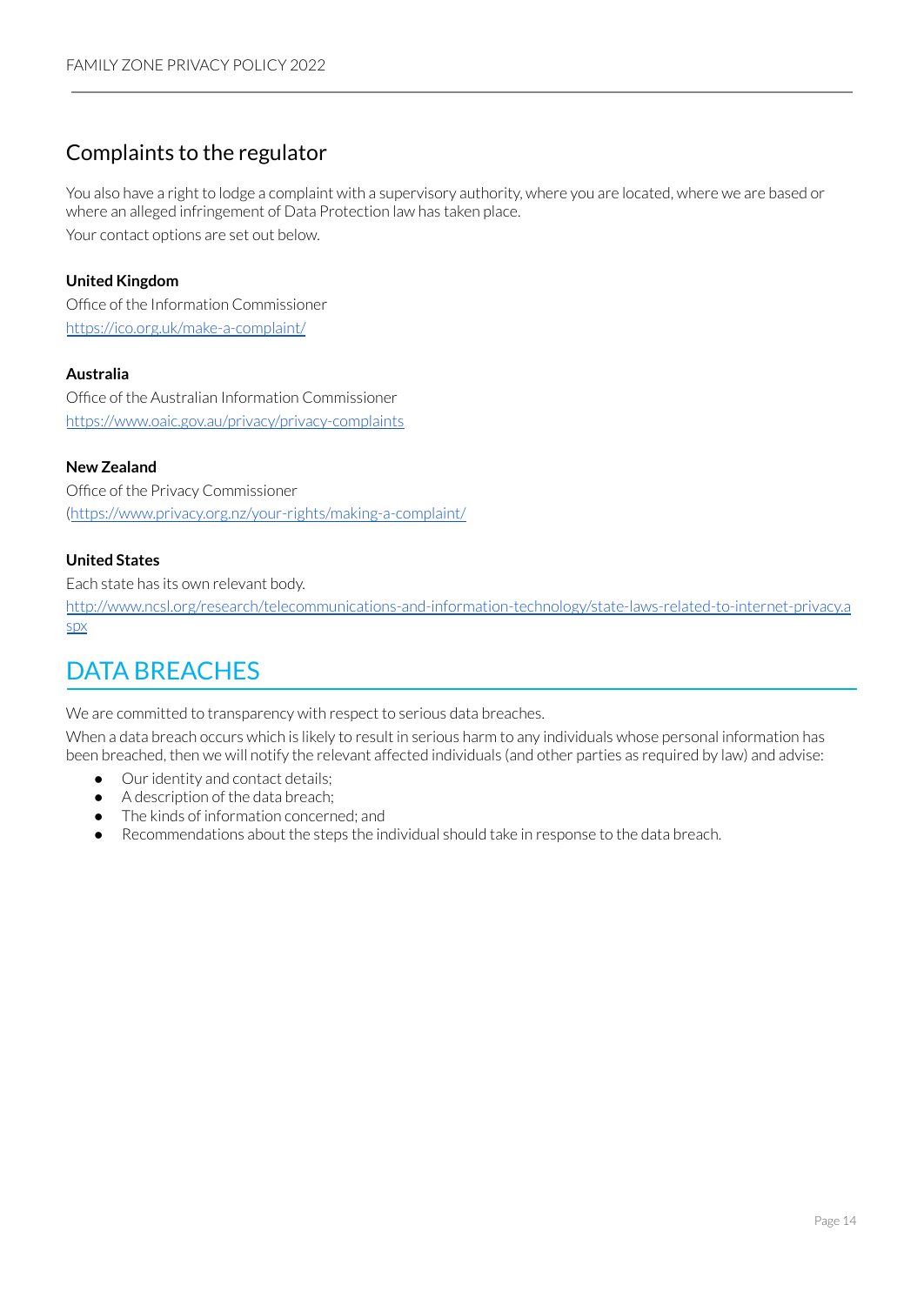## Complaints to the regulator

You also have a right to lodge a complaint with a supervisory authority, where you are located, where we are based or where an alleged infringement of Data Protection law has taken place.

Your contact options are set out below.

**United Kingdom**
Office of the Information Commissioner
https://ico.org.uk/make-a-complaint/

**Australia**
Office of the Australian Information Commissioner
https://www.oaic.gov.au/privacy/privacy-complaints

**New Zealand**
Office of the Privacy Commissioner
(https://www.privacy.org.nz/your-rights/making-a-complaint/

**United States**
Each state has its own relevant body.
http://www.ncsl.org/research/telecommunications-and-information-technology/state-laws-related-to-internet-privacy.aspx

# DATA BREACHES

We are committed to transparency with respect to serious data breaches.

When a data breach occurs which is likely to result in serious harm to any individuals whose personal information has been breached, then we will notify the relevant affected individuals (and other parties as required by law) and advise:

- Our identity and contact details;
- A description of the data breach;
- The kinds of information concerned; and
- Recommendations about the steps the individual should take in response to the data breach.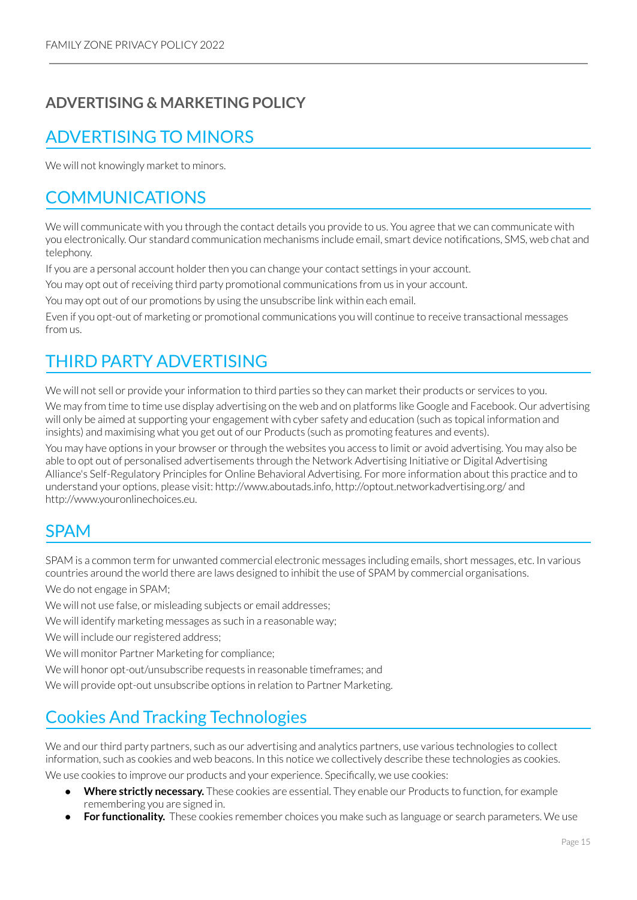## ADVERTISING & MARKETING POLICY

### ADVERTISING TO MINORS

We will not knowingly market to minors.

### COMMUNICATIONS

We will communicate with you through the contact details you provide to us. You agree that we can communicate with you electronically. Our standard communication mechanisms include email, smart device notifications, SMS, web chat and telephony.

If you are a personal account holder then you can change your contact settings in your account.

You may opt out of receiving third party promotional communications from us in your account.

You may opt out of our promotions by using the unsubscribe link within each email.

Even if you opt-out of marketing or promotional communications you will continue to receive transactional messages from us.

### THIRD PARTY ADVERTISING

We will not sell or provide your information to third parties so they can market their products or services to you.

We may from time to time use display advertising on the web and on platforms like Google and Facebook. Our advertising will only be aimed at supporting your engagement with cyber safety and education (such as topical information and insights) and maximising what you get out of our Products (such as promoting features and events).

You may have options in your browser or through the websites you access to limit or avoid advertising. You may also be able to opt out of personalised advertisements through the Network Advertising Initiative or Digital Advertising Alliance's Self-Regulatory Principles for Online Behavioral Advertising. For more information about this practice and to understand your options, please visit: http://www.aboutads.info, http://optout.networkadvertising.org/ and http://www.youronlinechoices.eu.

### SPAM

SPAM is a common term for unwanted commercial electronic messages including emails, short messages, etc. In various countries around the world there are laws designed to inhibit the use of SPAM by commercial organisations.

We do not engage in SPAM;

We will not use false, or misleading subjects or email addresses;

We will identify marketing messages as such in a reasonable way;

We will include our registered address;

We will monitor Partner Marketing for compliance;

We will honor opt-out/unsubscribe requests in reasonable timeframes; and

We will provide opt-out unsubscribe options in relation to Partner Marketing.

### Cookies And Tracking Technologies

We and our third party partners, such as our advertising and analytics partners, use various technologies to collect information, such as cookies and web beacons. In this notice we collectively describe these technologies as cookies.

We use cookies to improve our products and your experience. Specifically, we use cookies:

- **Where strictly necessary.** These cookies are essential. They enable our Products to function, for example remembering you are signed in.
- **For functionality.** These cookies remember choices you make such as language or search parameters. We use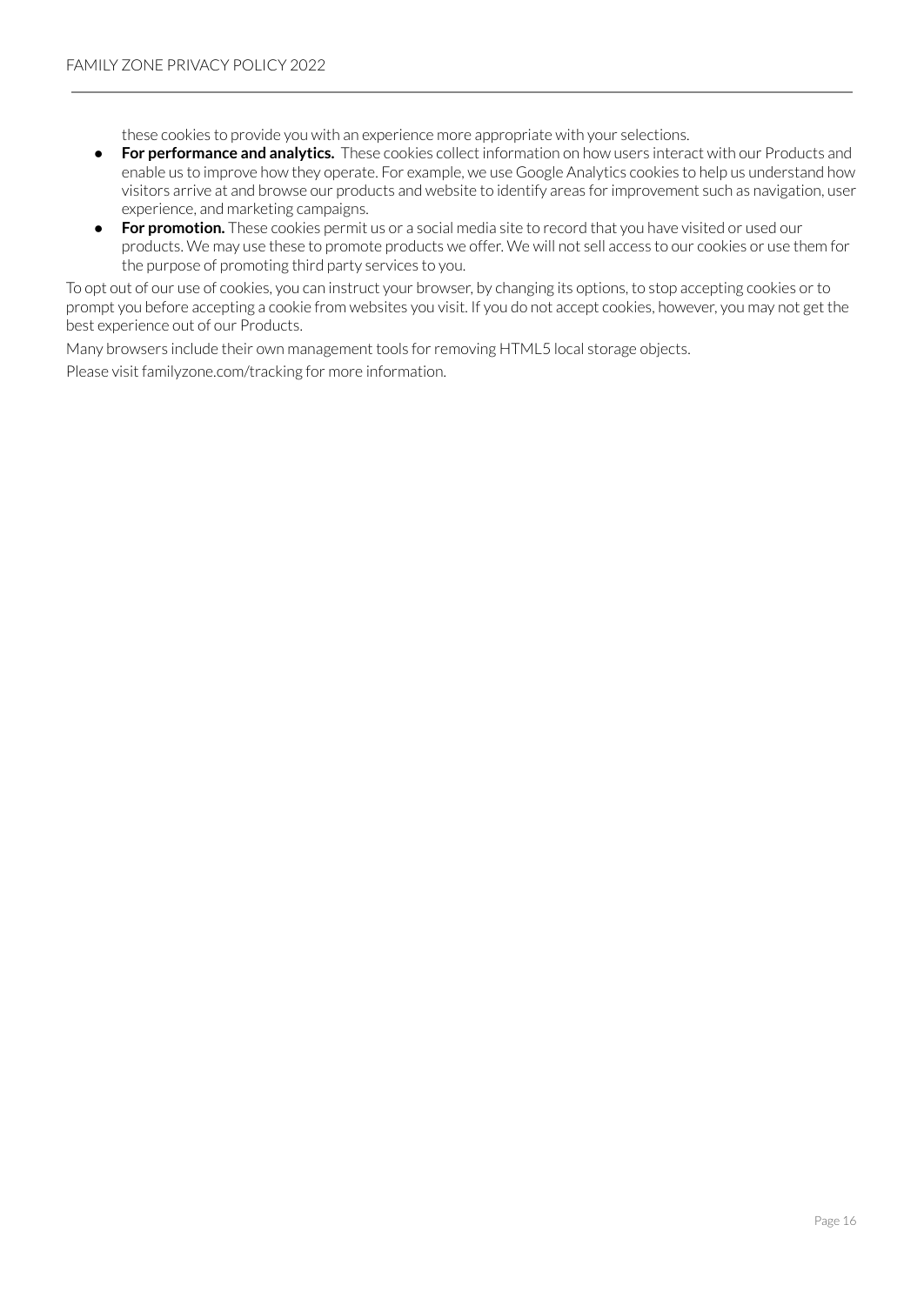these cookies to provide you with an experience more appropriate with your selections.

- **For performance and analytics.** These cookies collect information on how users interact with our Products and enable us to improve how they operate. For example, we use Google Analytics cookies to help us understand how visitors arrive at and browse our products and website to identify areas for improvement such as navigation, user experience, and marketing campaigns.
- **For promotion.** These cookies permit us or a social media site to record that you have visited or used our products. We may use these to promote products we offer. We will not sell access to our cookies or use them for the purpose of promoting third party services to you.

To opt out of our use of cookies, you can instruct your browser, by changing its options, to stop accepting cookies or to prompt you before accepting a cookie from websites you visit. If you do not accept cookies, however, you may not get the best experience out of our Products.

Many browsers include their own management tools for removing HTML5 local storage objects.

Please visit familyzone.com/tracking for more information.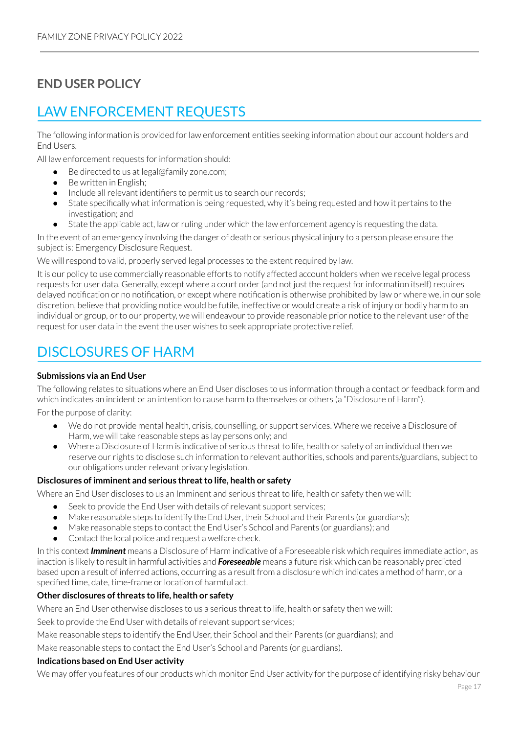## END USER POLICY

# LAW ENFORCEMENT REQUESTS

The following information is provided for law enforcement entities seeking information about our account holders and End Users.

All law enforcement requests for information should:

- Be directed to us at legal@family zone.com;
- Be written in English;
- Include all relevant identifiers to permit us to search our records;
- State specifically what information is being requested, why it's being requested and how it pertains to the investigation; and
- State the applicable act, law or ruling under which the law enforcement agency is requesting the data.

In the event of an emergency involving the danger of death or serious physical injury to a person please ensure the subject is: Emergency Disclosure Request.

We will respond to valid, properly served legal processes to the extent required by law.

It is our policy to use commercially reasonable efforts to notify affected account holders when we receive legal process requests for user data. Generally, except where a court order (and not just the request for information itself) requires delayed notification or no notification, or except where notification is otherwise prohibited by law or where we, in our sole discretion, believe that providing notice would be futile, ineffective or would create a risk of injury or bodily harm to an individual or group, or to our property, we will endeavour to provide reasonable prior notice to the relevant user of the request for user data in the event the user wishes to seek appropriate protective relief.

# DISCLOSURES OF HARM

**Submissions via an End User**

The following relates to situations where an End User discloses to us information through a contact or feedback form and which indicates an incident or an intention to cause harm to themselves or others (a "Disclosure of Harm").

For the purpose of clarity:

- We do not provide mental health, crisis, counselling, or support services. Where we receive a Disclosure of Harm, we will take reasonable steps as lay persons only; and
- Where a Disclosure of Harm is indicative of serious threat to life, health or safety of an individual then we reserve our rights to disclose such information to relevant authorities, schools and parents/guardians, subject to our obligations under relevant privacy legislation.

**Disclosures of imminent and serious threat to life, health or safety**

Where an End User discloses to us an Imminent and serious threat to life, health or safety then we will:

- Seek to provide the End User with details of relevant support services;
- Make reasonable steps to identify the End User, their School and their Parents (or guardians);
- Make reasonable steps to contact the End User's School and Parents (or guardians); and
- Contact the local police and request a welfare check.

In this context ***Imminent*** means a Disclosure of Harm indicative of a Foreseeable risk which requires immediate action, as inaction is likely to result in harmful activities and ***Foreseeable*** means a future risk which can be reasonably predicted based upon a result of inferred actions, occurring as a result from a disclosure which indicates a method of harm, or a specified time, date, time-frame or location of harmful act.

**Other disclosures of threats to life, health or safety**

Where an End User otherwise discloses to us a serious threat to life, health or safety then we will:

Seek to provide the End User with details of relevant support services;

Make reasonable steps to identify the End User, their School and their Parents (or guardians); and

Make reasonable steps to contact the End User's School and Parents (or guardians).

**Indications based on End User activity**

We may offer you features of our products which monitor End User activity for the purpose of identifying risky behaviour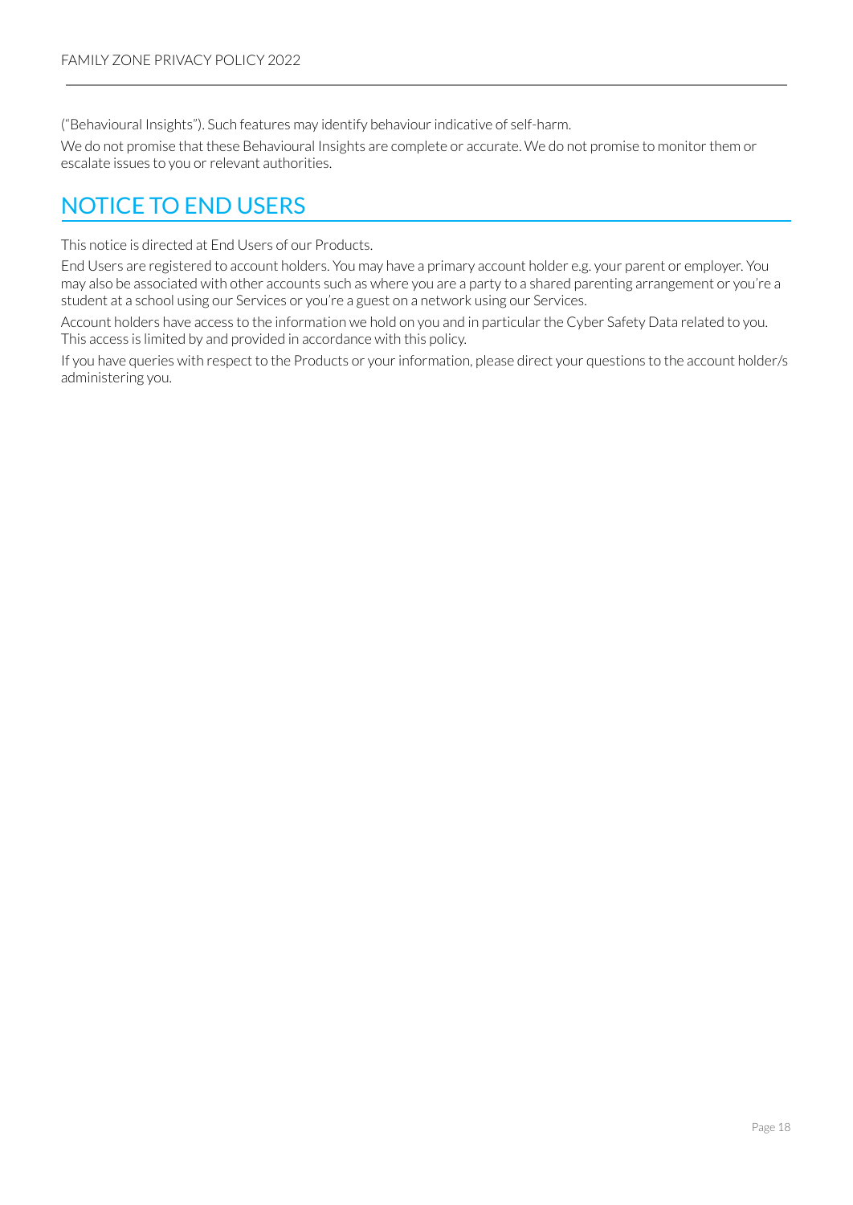("Behavioural Insights"). Such features may identify behaviour indicative of self-harm.

We do not promise that these Behavioural Insights are complete or accurate. We do not promise to monitor them or escalate issues to you or relevant authorities.

## NOTICE TO END USERS

This notice is directed at End Users of our Products.

End Users are registered to account holders. You may have a primary account holder e.g. your parent or employer. You may also be associated with other accounts such as where you are a party to a shared parenting arrangement or you're a student at a school using our Services or you're a guest on a network using our Services.

Account holders have access to the information we hold on you and in particular the Cyber Safety Data related to you. This access is limited by and provided in accordance with this policy.

If you have queries with respect to the Products or your information, please direct your questions to the account holder/s administering you.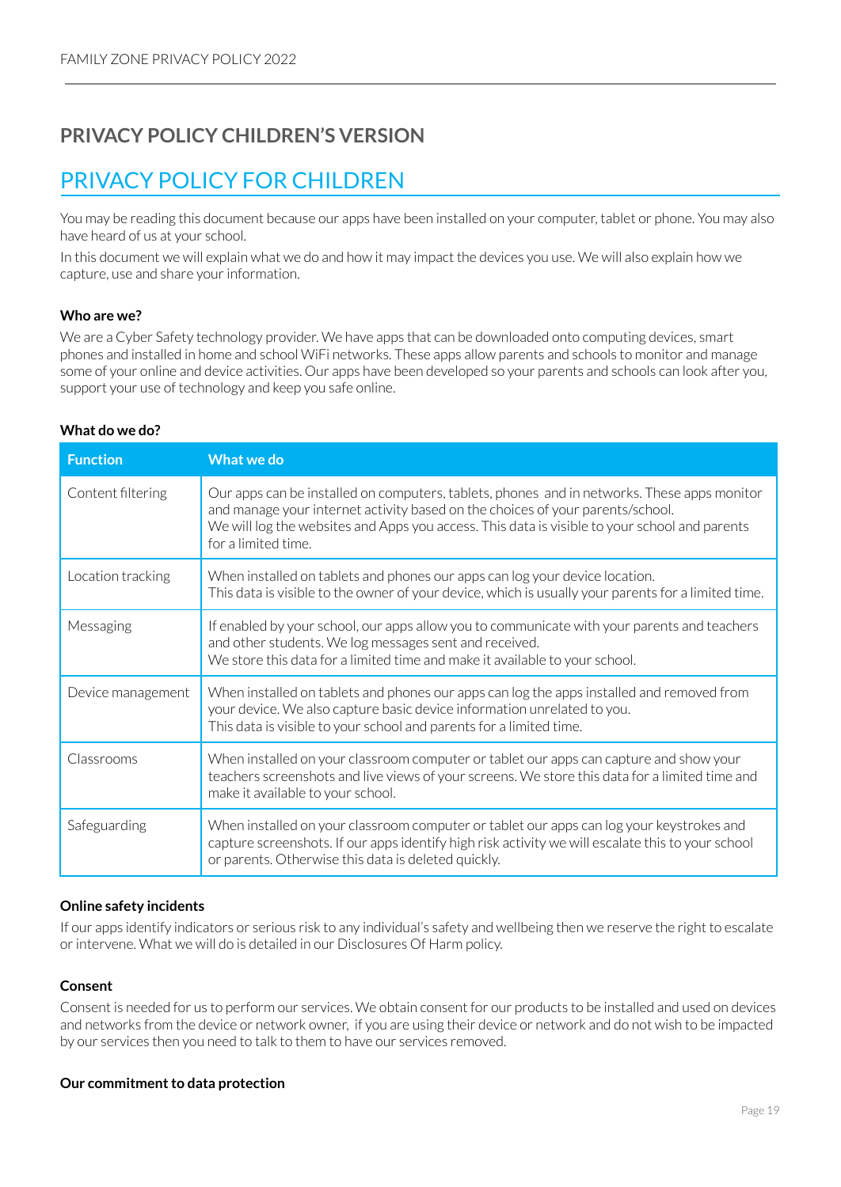## PRIVACY POLICY CHILDREN'S VERSION

# PRIVACY POLICY FOR CHILDREN

You may be reading this document because our apps have been installed on your computer, tablet or phone. You may also have heard of us at your school.

In this document we will explain what we do and how it may impact the devices you use. We will also explain how we capture, use and share your information.

**Who are we?**

We are a Cyber Safety technology provider. We have apps that can be downloaded onto computing devices, smart phones and installed in home and school WiFi networks. These apps allow parents and schools to monitor and manage some of your online and device activities. Our apps have been developed so your parents and schools can look after you, support your use of technology and keep you safe online.

**What do we do?**

| Function | What we do |
|---|---|
| Content filtering | Our apps can be installed on computers, tablets, phones and in networks. These apps monitor and manage your internet activity based on the choices of your parents/school. We will log the websites and Apps you access. This data is visible to your school and parents for a limited time. |
| Location tracking | When installed on tablets and phones our apps can log your device location. This data is visible to the owner of your device, which is usually your parents for a limited time. |
| Messaging | If enabled by your school, our apps allow you to communicate with your parents and teachers and other students. We log messages sent and received. We store this data for a limited time and make it available to your school. |
| Device management | When installed on tablets and phones our apps can log the apps installed and removed from your device. We also capture basic device information unrelated to you. This data is visible to your school and parents for a limited time. |
| Classrooms | When installed on your classroom computer or tablet our apps can capture and show your teachers screenshots and live views of your screens. We store this data for a limited time and make it available to your school. |
| Safeguarding | When installed on your classroom computer or tablet our apps can log your keystrokes and capture screenshots. If our apps identify high risk activity we will escalate this to your school or parents. Otherwise this data is deleted quickly. |

**Online safety incidents**

If our apps identify indicators or serious risk to any individual's safety and wellbeing then we reserve the right to escalate or intervene. What we will do is detailed in our Disclosures Of Harm policy.

**Consent**

Consent is needed for us to perform our services. We obtain consent for our products to be installed and used on devices and networks from the device or network owner, if you are using their device or network and do not wish to be impacted by our services then you need to talk to them to have our services removed.

**Our commitment to data protection**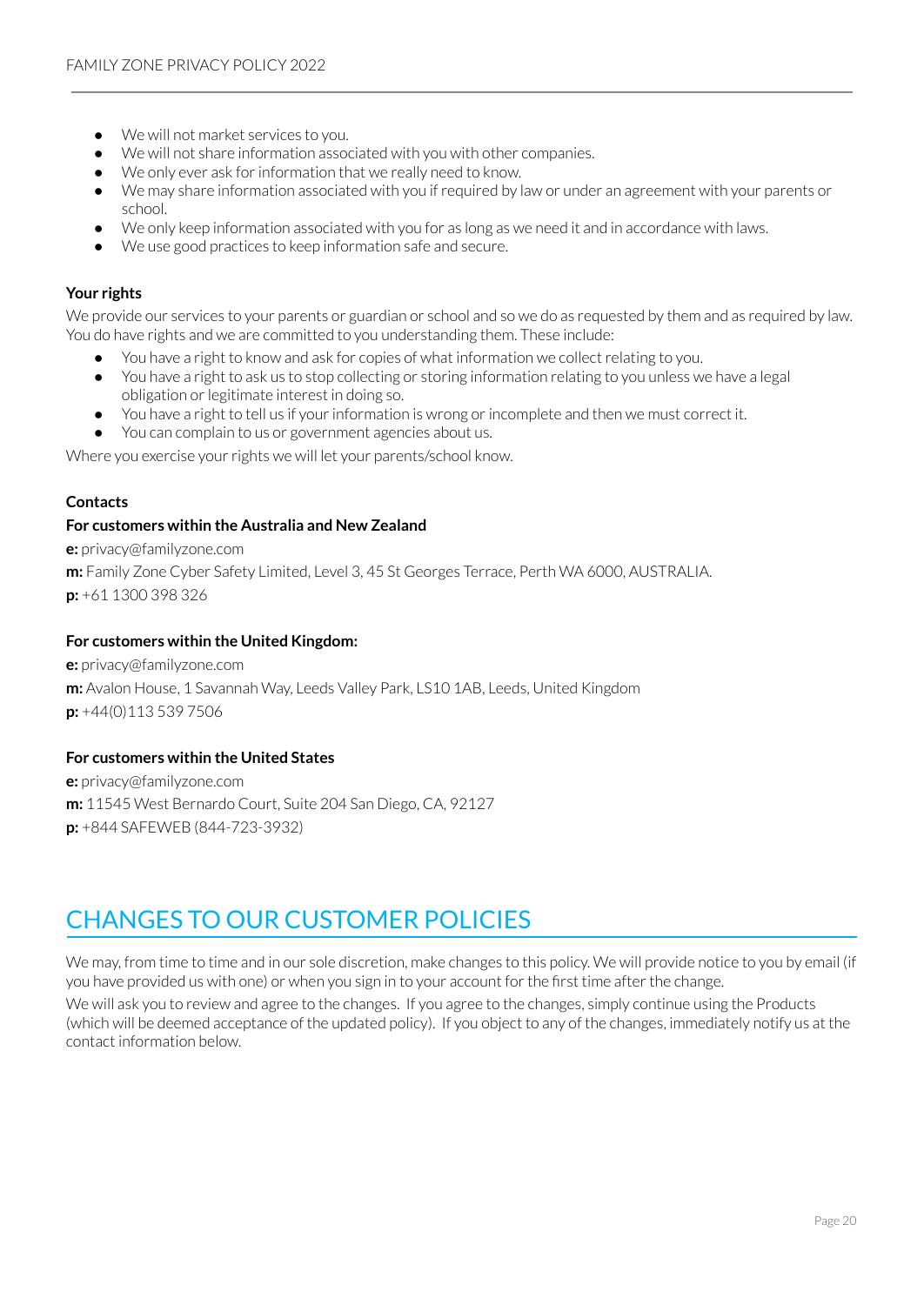- We will not market services to you.
- We will not share information associated with you with other companies.
- We only ever ask for information that we really need to know.
- We may share information associated with you if required by law or under an agreement with your parents or school.
- We only keep information associated with you for as long as we need it and in accordance with laws.
- We use good practices to keep information safe and secure.

**Your rights**

We provide our services to your parents or guardian or school and so we do as requested by them and as required by law. You do have rights and we are committed to you understanding them. These include:

- You have a right to know and ask for copies of what information we collect relating to you.
- You have a right to ask us to stop collecting or storing information relating to you unless we have a legal obligation or legitimate interest in doing so.
- You have a right to tell us if your information is wrong or incomplete and then we must correct it.
- You can complain to us or government agencies about us.

Where you exercise your rights we will let your parents/school know.

**Contacts**

**For customers within the Australia and New Zealand**

**e:** privacy@familyzone.com

**m:** Family Zone Cyber Safety Limited, Level 3, 45 St Georges Terrace, Perth WA 6000, AUSTRALIA.

**p:** +61 1300 398 326

**For customers within the United Kingdom:**

**e:** privacy@familyzone.com

**m:** Avalon House, 1 Savannah Way, Leeds Valley Park, LS10 1AB, Leeds, United Kingdom

**p:** +44(0)113 539 7506

**For customers within the United States**

**e:** privacy@familyzone.com

**m:** 11545 West Bernardo Court, Suite 204 San Diego, CA, 92127

**p:** +844 SAFEWEB (844-723-3932)

# CHANGES TO OUR CUSTOMER POLICIES

We may, from time to time and in our sole discretion, make changes to this policy. We will provide notice to you by email (if you have provided us with one) or when you sign in to your account for the first time after the change.

We will ask you to review and agree to the changes. If you agree to the changes, simply continue using the Products (which will be deemed acceptance of the updated policy). If you object to any of the changes, immediately notify us at the contact information below.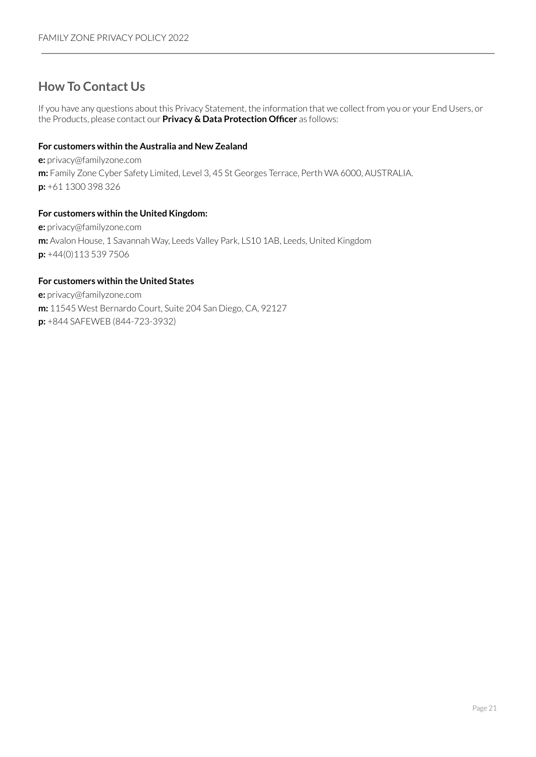## How To Contact Us

If you have any questions about this Privacy Statement, the information that we collect from you or your End Users, or the Products, please contact our **Privacy & Data Protection Officer** as follows:

**For customers within the Australia and New Zealand**

**e:** privacy@familyzone.com
**m:** Family Zone Cyber Safety Limited, Level 3, 45 St Georges Terrace, Perth WA 6000, AUSTRALIA.
**p:** +61 1300 398 326

**For customers within the United Kingdom:**

**e:** privacy@familyzone.com
**m:** Avalon House, 1 Savannah Way, Leeds Valley Park, LS10 1AB, Leeds, United Kingdom
**p:** +44(0)113 539 7506

**For customers within the United States**

**e:** privacy@familyzone.com
**m:** 11545 West Bernardo Court, Suite 204 San Diego, CA, 92127
**p:** +844 SAFEWEB (844-723-3932)